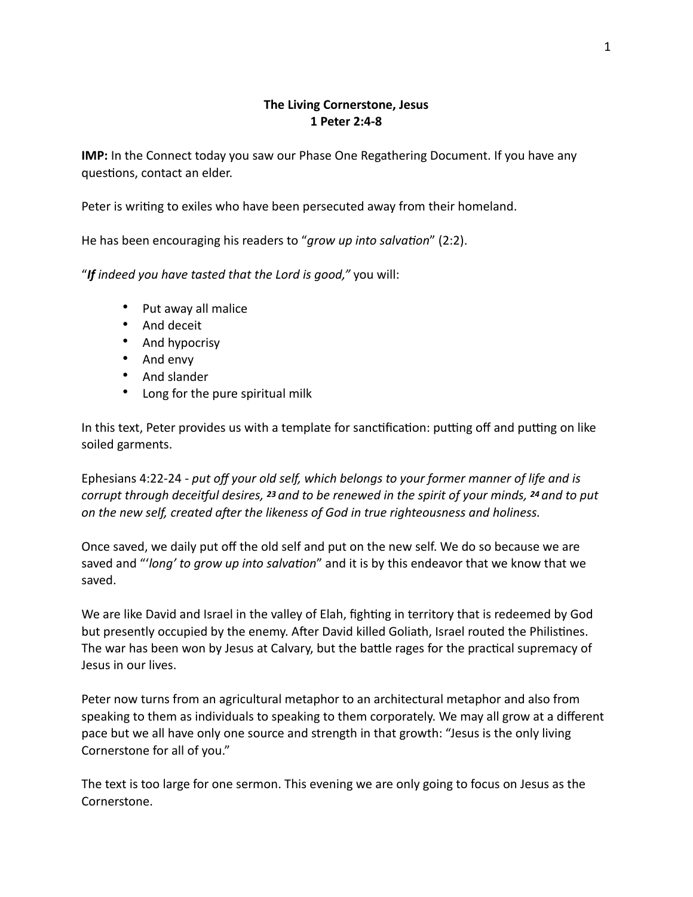**The Living Cornerstone, Jesus**
**1 Peter 2:4-8**

**IMP:** In the Connect today you saw our Phase One Regathering Document. If you have any questions, contact an elder.

Peter is writing to exiles who have been persecuted away from their homeland.

He has been encouraging his readers to "*grow up into salvation*" (2:2).

"***If** indeed you have tasted that the Lord is good,"* you will:

- Put away all malice
- And deceit
- And hypocrisy
- And envy
- And slander
- Long for the pure spiritual milk

In this text, Peter provides us with a template for sanctification: putting off and putting on like soiled garments.

Ephesians 4:22-24 - *put off your old self, which belongs to your former manner of life and is corrupt through deceitful desires, **23** and to be renewed in the spirit of your minds, **24** and to put on the new self, created after the likeness of God in true righteousness and holiness.*

Once saved, we daily put off the old self and put on the new self. We do so because we are saved and "'*long' to grow up into salvation*" and it is by this endeavor that we know that we saved.

We are like David and Israel in the valley of Elah, fighting in territory that is redeemed by God but presently occupied by the enemy. After David killed Goliath, Israel routed the Philistines. The war has been won by Jesus at Calvary, but the battle rages for the practical supremacy of Jesus in our lives.

Peter now turns from an agricultural metaphor to an architectural metaphor and also from speaking to them as individuals to speaking to them corporately. We may all grow at a different pace but we all have only one source and strength in that growth: "Jesus is the only living Cornerstone for all of you."

The text is too large for one sermon. This evening we are only going to focus on Jesus as the Cornerstone.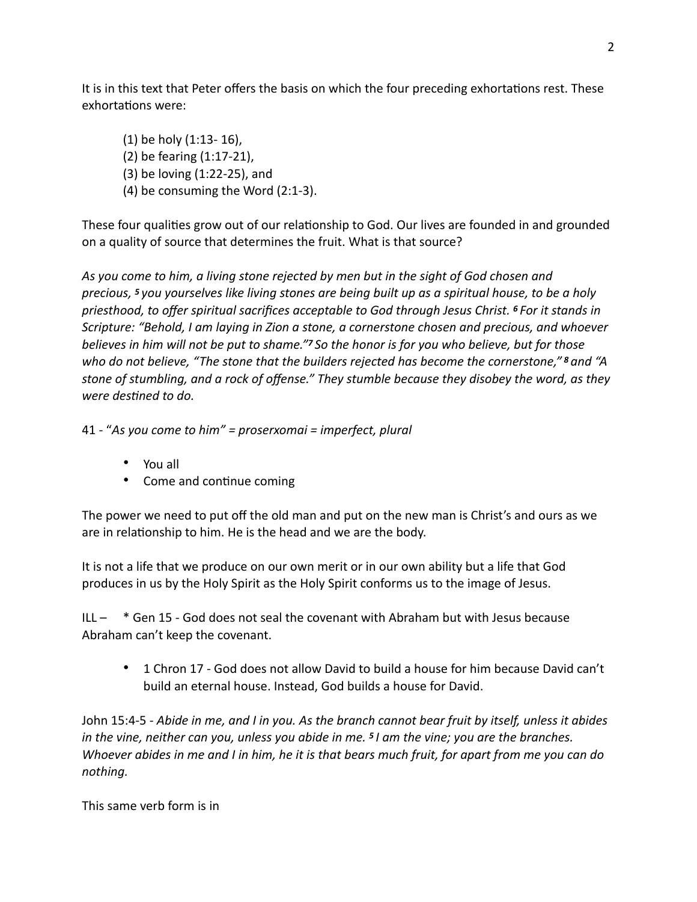It is in this text that Peter offers the basis on which the four preceding exhortations rest. These exhortations were:

> (1) be holy (1:13- 16),
> (2) be fearing (1:17-21),
> (3) be loving (1:22-25), and
> (4) be consuming the Word (2:1-3).

These four qualities grow out of our relationship to God. Our lives are founded in and grounded on a quality of source that determines the fruit. What is that source?

*As you come to him, a living stone rejected by men but in the sight of God chosen and precious, [5] you yourselves like living stones are being built up as a spiritual house, to be a holy priesthood, to offer spiritual sacrifices acceptable to God through Jesus Christ. [6] For it stands in Scripture: "Behold, I am laying in Zion a stone, a cornerstone chosen and precious, and whoever believes in him will not be put to shame."[7] So the honor is for you who believe, but for those who do not believe, "The stone that the builders rejected has become the cornerstone," [8] and "A stone of stumbling, and a rock of offense." They stumble because they disobey the word, as they were destined to do.*

41 - "*As you come to him" = proserxomai = imperfect, plural*

- You all
- Come and continue coming

The power we need to put off the old man and put on the new man is Christ's and ours as we are in relationship to him. He is the head and we are the body.

It is not a life that we produce on our own merit or in our own ability but a life that God produces in us by the Holy Spirit as the Holy Spirit conforms us to the image of Jesus.

ILL – * Gen 15 - God does not seal the covenant with Abraham but with Jesus because Abraham can't keep the covenant.

- 1 Chron 17 - God does not allow David to build a house for him because David can't build an eternal house. Instead, God builds a house for David.

John 15:4-5 - *Abide in me, and I in you. As the branch cannot bear fruit by itself, unless it abides in the vine, neither can you, unless you abide in me. [5] I am the vine; you are the branches. Whoever abides in me and I in him, he it is that bears much fruit, for apart from me you can do nothing.*

This same verb form is in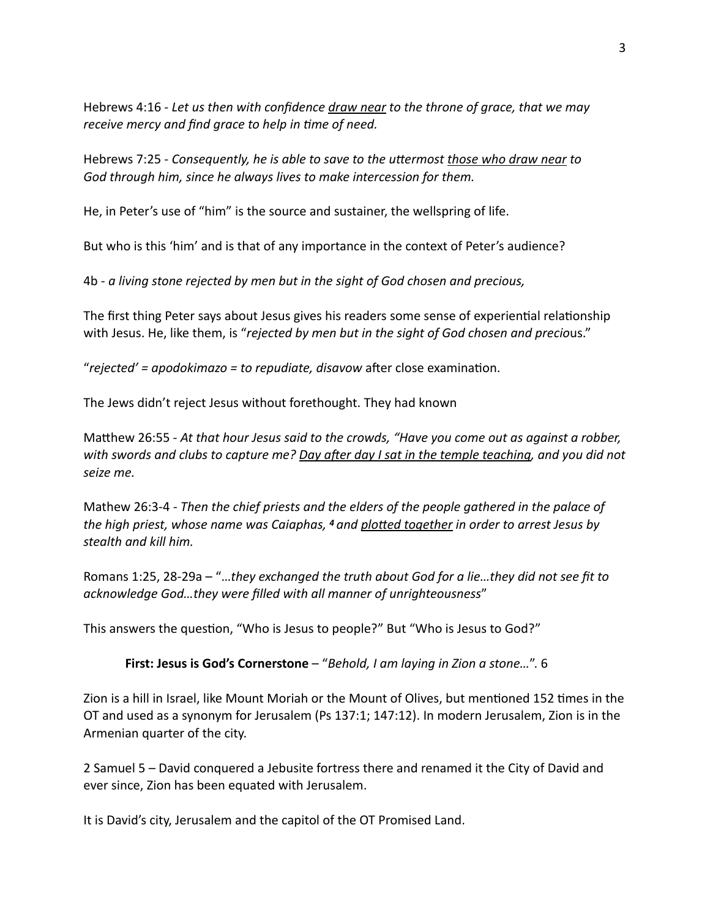Hebrews 4:16 - *Let us then with confidence <u>draw near</u> to the throne of grace, that we may receive mercy and find grace to help in time of need.*

Hebrews 7:25 - *Consequently, he is able to save to the uttermost <u>those who draw near</u> to God through him, since he always lives to make intercession for them.*

He, in Peter's use of "him" is the source and sustainer, the wellspring of life.

But who is this 'him' and is that of any importance in the context of Peter's audience?

4b - *a living stone rejected by men but in the sight of God chosen and precious,*

The first thing Peter says about Jesus gives his readers some sense of experiential relationship with Jesus. He, like them, is "*rejected by men but in the sight of God chosen and precio*us."

"*rejected' = apodokimazo = to repudiate, disavow* after close examination.

The Jews didn't reject Jesus without forethought. They had known

Matthew 26:55 - *At that hour Jesus said to the crowds, "Have you come out as against a robber, with swords and clubs to capture me? <u>Day after day I sat in the temple teaching</u>, and you did not seize me.*

Mathew 26:3-4 - *Then the chief priests and the elders of the people gathered in the palace of the high priest, whose name was Caiaphas, [4] and <u>plotted together</u> in order to arrest Jesus by stealth and kill him.*

Romans 1:25, 28-29a – "*…they exchanged the truth about God for a lie…they did not see fit to acknowledge God…they were filled with all manner of unrighteousness*"

This answers the question, "Who is Jesus to people?" But "Who is Jesus to God?"

**First: Jesus is God's Cornerstone** – "*Behold, I am laying in Zion a stone…*". 6

Zion is a hill in Israel, like Mount Moriah or the Mount of Olives, but mentioned 152 times in the OT and used as a synonym for Jerusalem (Ps 137:1; 147:12). In modern Jerusalem, Zion is in the Armenian quarter of the city.

2 Samuel 5 – David conquered a Jebusite fortress there and renamed it the City of David and ever since, Zion has been equated with Jerusalem.

It is David's city, Jerusalem and the capitol of the OT Promised Land.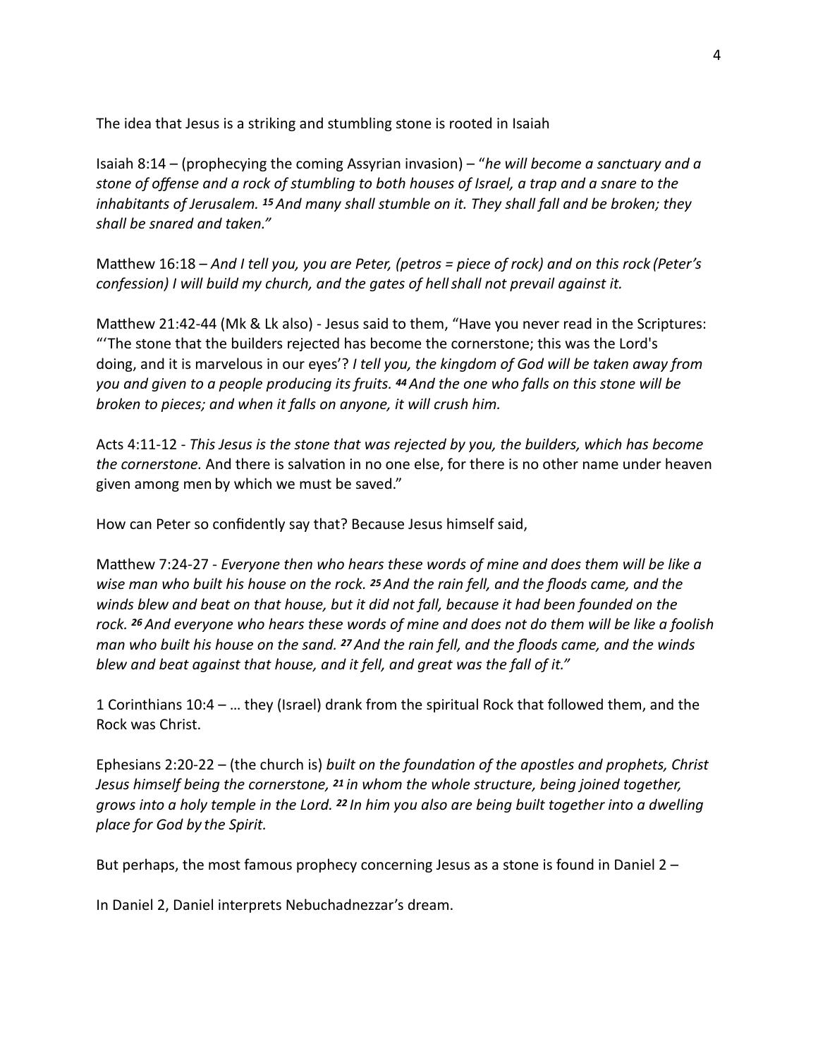The idea that Jesus is a striking and stumbling stone is rooted in Isaiah

Isaiah 8:14 – (prophecying the coming Assyrian invasion) – "*he will become a sanctuary and a stone of offense and a rock of stumbling to both houses of Israel, a trap and a snare to the inhabitants of Jerusalem.* ***15*** *And many shall stumble on it. They shall fall and be broken; they shall be snared and taken."*

Matthew 16:18 – *And I tell you, you are Peter, (petros = piece of rock) and on this rock (Peter's confession) I will build my church, and the gates of hell shall not prevail against it.*

Matthew 21:42-44 (Mk & Lk also) - Jesus said to them, "Have you never read in the Scriptures: "'The stone that the builders rejected has become the cornerstone; this was the Lord's doing, and it is marvelous in our eyes'? *I tell you, the kingdom of God will be taken away from you and given to a people producing its fruits.* ***44*** *And the one who falls on this stone will be broken to pieces; and when it falls on anyone, it will crush him.*

Acts 4:11-12 - *This Jesus is the stone that was rejected by you, the builders, which has become the cornerstone.* And there is salvation in no one else, for there is no other name under heaven given among men by which we must be saved."

How can Peter so confidently say that? Because Jesus himself said,

Matthew 7:24-27 - *Everyone then who hears these words of mine and does them will be like a wise man who built his house on the rock.* ***25*** *And the rain fell, and the floods came, and the winds blew and beat on that house, but it did not fall, because it had been founded on the rock.* ***26*** *And everyone who hears these words of mine and does not do them will be like a foolish man who built his house on the sand.* ***27*** *And the rain fell, and the floods came, and the winds blew and beat against that house, and it fell, and great was the fall of it."*

1 Corinthians 10:4 – … they (Israel) drank from the spiritual Rock that followed them, and the Rock was Christ.

Ephesians 2:20-22 – (the church is) *built on the foundation of the apostles and prophets, Christ Jesus himself being the cornerstone,* ***21*** *in whom the whole structure, being joined together, grows into a holy temple in the Lord.* ***22*** *In him you also are being built together into a dwelling place for God by the Spirit.*

But perhaps, the most famous prophecy concerning Jesus as a stone is found in Daniel 2 –

In Daniel 2, Daniel interprets Nebuchadnezzar's dream.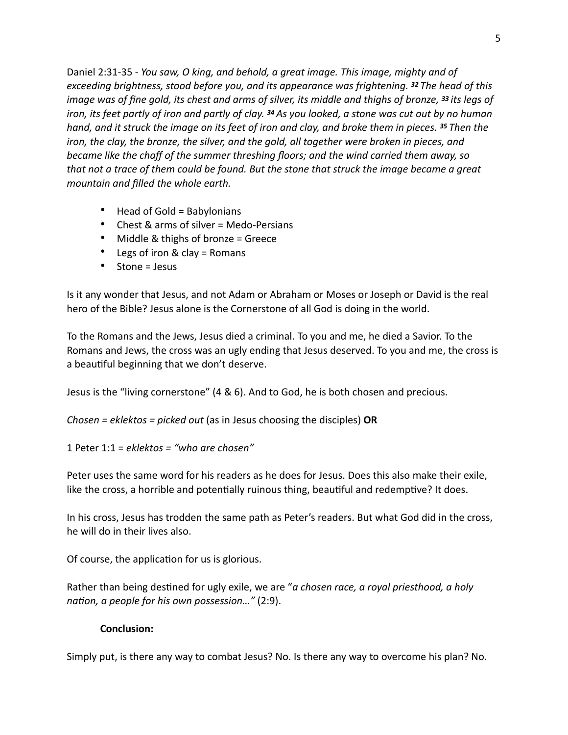Daniel 2:31-35 - *You saw, O king, and behold, a great image. This image, mighty and of exceeding brightness, stood before you, and its appearance was frightening.* ***32*** *The head of this image was of fine gold, its chest and arms of silver, its middle and thighs of bronze,* ***33*** *its legs of iron, its feet partly of iron and partly of clay.* ***34*** *As you looked, a stone was cut out by no human hand, and it struck the image on its feet of iron and clay, and broke them in pieces.* ***35*** *Then the iron, the clay, the bronze, the silver, and the gold, all together were broken in pieces, and became like the chaff of the summer threshing floors; and the wind carried them away, so that not a trace of them could be found. But the stone that struck the image became a great mountain and filled the whole earth.*

- Head of Gold = Babylonians
- Chest & arms of silver = Medo-Persians
- Middle & thighs of bronze = Greece
- Legs of iron & clay = Romans
- Stone = Jesus

Is it any wonder that Jesus, and not Adam or Abraham or Moses or Joseph or David is the real hero of the Bible? Jesus alone is the Cornerstone of all God is doing in the world.

To the Romans and the Jews, Jesus died a criminal. To you and me, he died a Savior. To the Romans and Jews, the cross was an ugly ending that Jesus deserved. To you and me, the cross is a beautiful beginning that we don't deserve.

Jesus is the "living cornerstone" (4 & 6). And to God, he is both chosen and precious.

*Chosen = eklektos = picked out* (as in Jesus choosing the disciples) **OR**

1 Peter 1:1 = *eklektos = "who are chosen"*

Peter uses the same word for his readers as he does for Jesus. Does this also make their exile, like the cross, a horrible and potentially ruinous thing, beautiful and redemptive? It does.

In his cross, Jesus has trodden the same path as Peter's readers. But what God did in the cross, he will do in their lives also.

Of course, the application for us is glorious.

Rather than being destined for ugly exile, we are "*a chosen race, a royal priesthood, a holy nation, a people for his own possession…"* (2:9).

**Conclusion:**

Simply put, is there any way to combat Jesus? No. Is there any way to overcome his plan? No.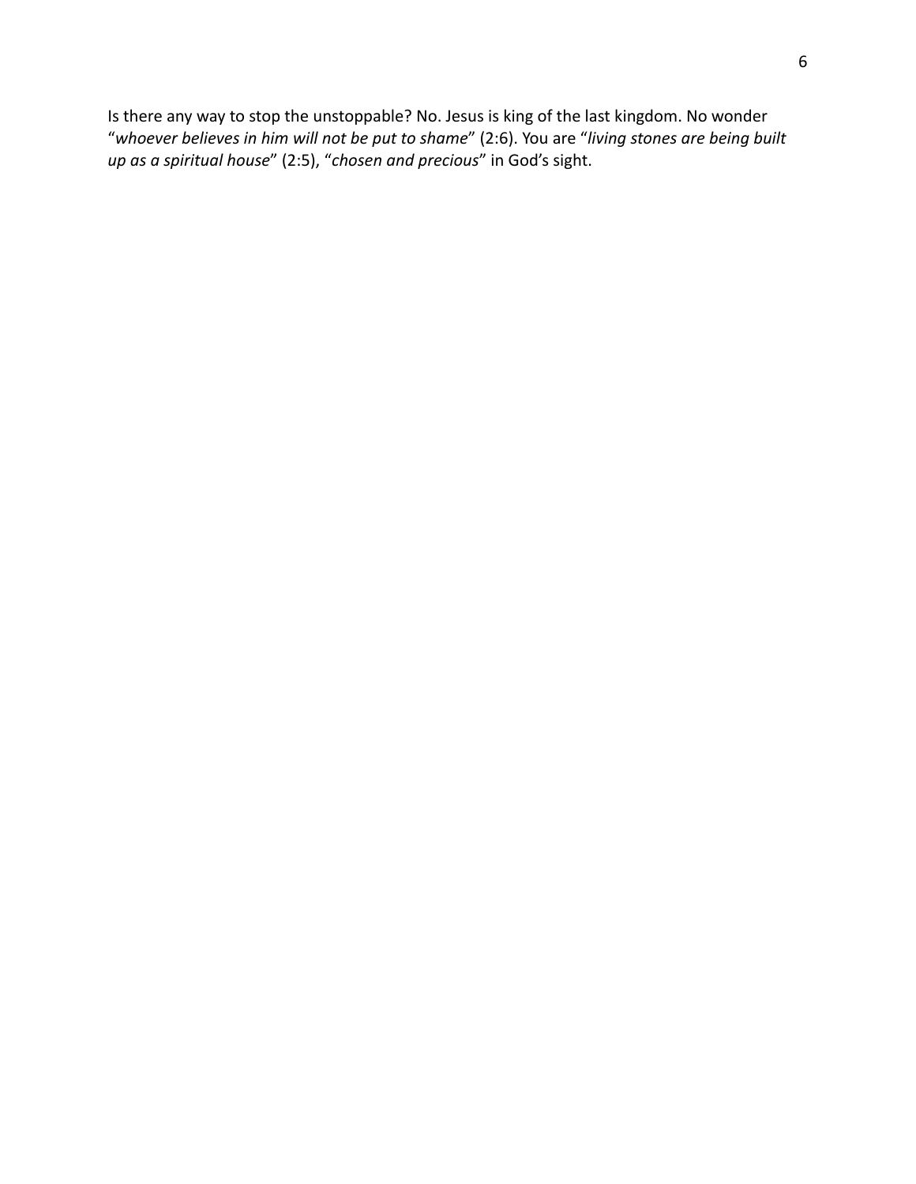Is there any way to stop the unstoppable? No. Jesus is king of the last kingdom. No wonder "*whoever believes in him will not be put to shame*" (2:6). You are "*living stones are being built up as a spiritual house*" (2:5), "*chosen and precious*" in God's sight.